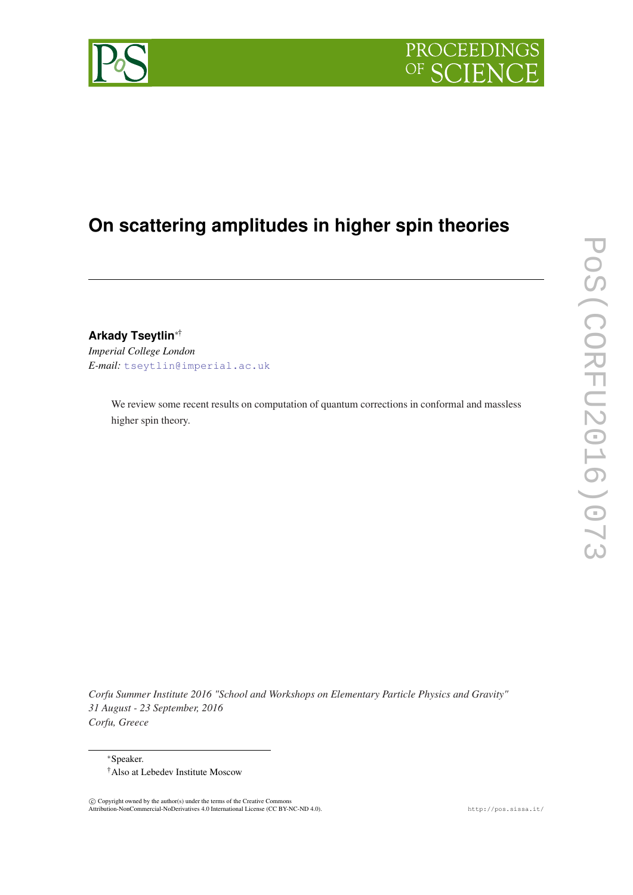# On scattering amplitudes in higher spin theories

**Arkady Tseytlin**[∗†]

*Imperial College London*

*E-mail:* tseytlin@imperial.ac.uk

We review some recent results on computation of quantum corrections in conformal and massless higher spin theory.

*Corfu Summer Institute 2016 "School and Workshops on Elementary Particle Physics and Gravity"*
*31 August - 23 September, 2016*
*Corfu, Greece*

---

[∗]Speaker.

[†]Also at Lebedev Institute Moscow

© Copyright owned by the author(s) under the terms of the Creative Commons Attribution-NonCommercial-NoDerivatives 4.0 International License (CC BY-NC-ND 4.0).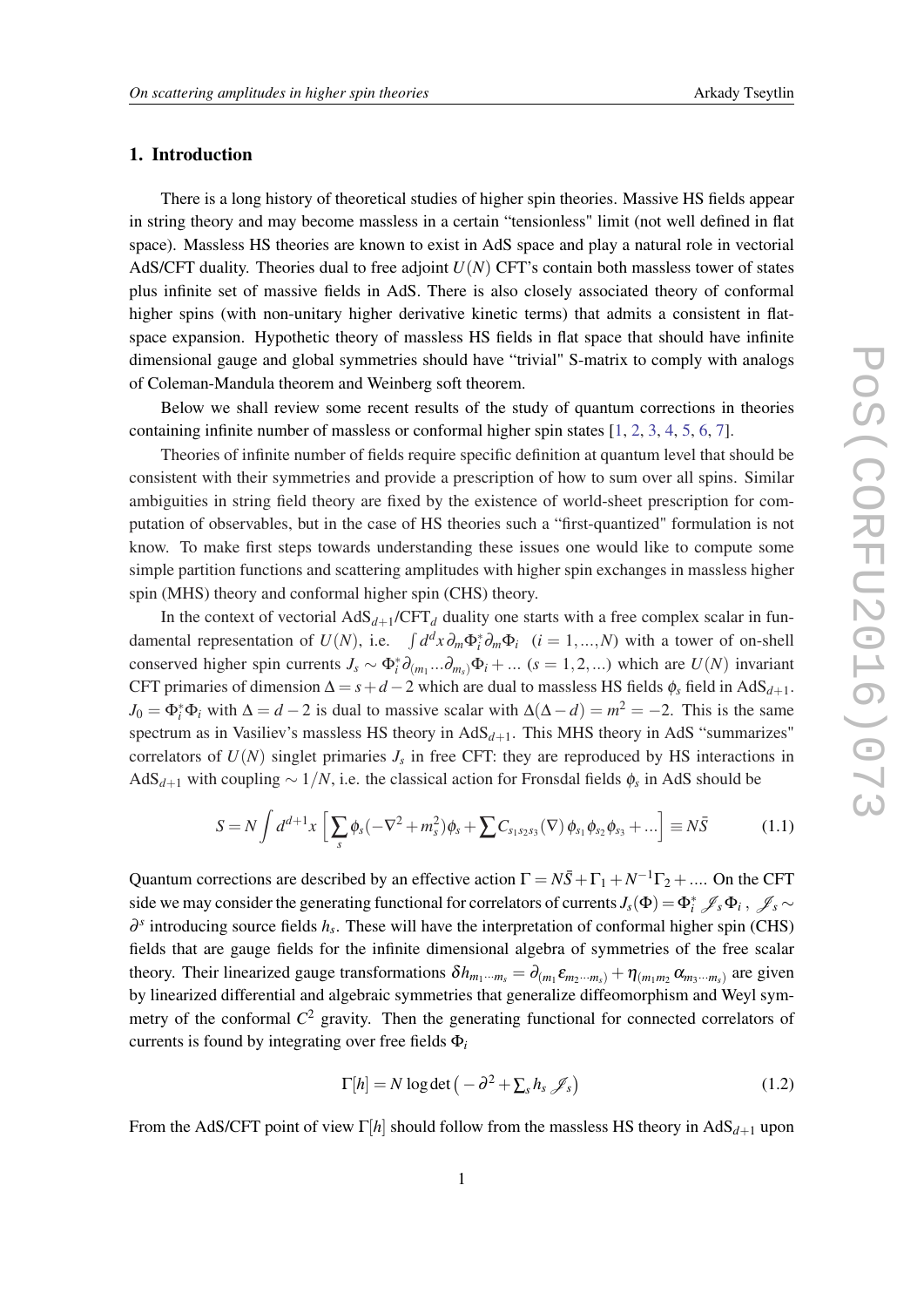## 1. Introduction

There is a long history of theoretical studies of higher spin theories. Massive HS fields appear in string theory and may become massless in a certain "tensionless" limit (not well defined in flat space). Massless HS theories are known to exist in AdS space and play a natural role in vectorial AdS/CFT duality. Theories dual to free adjoint $U(N)$ CFT's contain both massless tower of states plus infinite set of massive fields in AdS. There is also closely associated theory of conformal higher spins (with non-unitary higher derivative kinetic terms) that admits a consistent in flat-space expansion. Hypothetic theory of massless HS fields in flat space that should have infinite dimensional gauge and global symmetries should have "trivial" S-matrix to comply with analogs of Coleman-Mandula theorem and Weinberg soft theorem.

Below we shall review some recent results of the study of quantum corrections in theories containing infinite number of massless or conformal higher spin states [1, 2, 3, 4, 5, 6, 7].

Theories of infinite number of fields require specific definition at quantum level that should be consistent with their symmetries and provide a prescription of how to sum over all spins. Similar ambiguities in string field theory are fixed by the existence of world-sheet prescription for computation of observables, but in the case of HS theories such a "first-quantized" formulation is not know. To make first steps towards understanding these issues one would like to compute some simple partition functions and scattering amplitudes with higher spin exchanges in massless higher spin (MHS) theory and conformal higher spin (CHS) theory.

In the context of vectorial AdS$_{d+1}$/CFT$_d$ duality one starts with a free complex scalar in fundamental representation of $U(N)$, i.e. $\int d^dx\, \partial_m \Phi_i^* \partial_m \Phi_i$ $(i = 1,...,N)$ with a tower of on-shell conserved higher spin currents $J_s \sim \Phi_i^* \partial_{(m_1} ... \partial_{m_s)} \Phi_i + ...$ $(s = 1,2,...)$ which are $U(N)$ invariant CFT primaries of dimension $\Delta = s + d - 2$ which are dual to massless HS fields $\phi_s$ field in AdS$_{d+1}$. $J_0 = \Phi_i^* \Phi_i$ with $\Delta = d-2$ is dual to massive scalar with $\Delta(\Delta - d) = m^2 = -2$. This is the same spectrum as in Vasiliev's massless HS theory in AdS$_{d+1}$. This MHS theory in AdS "summarizes" correlators of $U(N)$ singlet primaries $J_s$ in free CFT: they are reproduced by HS interactions in AdS$_{d+1}$ with coupling $\sim 1/N$, i.e. the classical action for Fronsdal fields $\phi_s$ in AdS should be

$$S = N \int d^{d+1}x \Big[ \sum_s \phi_s(-\nabla^2 + m_s^2)\phi_s + \sum C_{s_1 s_2 s_3}(\nabla)\, \phi_{s_1} \phi_{s_2} \phi_{s_3} + ... \Big] \equiv N\bar{S} \tag{1.1}$$

Quantum corrections are described by an effective action $\Gamma = N\bar{S} + \Gamma_1 + N^{-1}\Gamma_2 + ....$ On the CFT side we may consider the generating functional for correlators of currents $J_s(\Phi) = \Phi_i^* \mathscr{J}_s \Phi_i$, $\mathscr{J}_s \sim \partial^s$ introducing source fields $h_s$. These will have the interpretation of conformal higher spin (CHS) fields that are gauge fields for the infinite dimensional algebra of symmetries of the free scalar theory. Their linearized gauge transformations $\delta h_{m_1 \cdots m_s} = \partial_{(m_1} \varepsilon_{m_2 \cdots m_s)} + \eta_{(m_1 m_2} \alpha_{m_3 \cdots m_s)}$ are given by linearized differential and algebraic symmetries that generalize diffeomorphism and Weyl symmetry of the conformal $C^2$ gravity. Then the generating functional for connected correlators of currents is found by integrating over free fields $\Phi_i$

$$\Gamma[h] = N \log\det\big(-\partial^2 + \textstyle\sum_s h_s \mathscr{J}_s\big) \tag{1.2}$$

From the AdS/CFT point of view $\Gamma[h]$ should follow from the massless HS theory in AdS$_{d+1}$ upon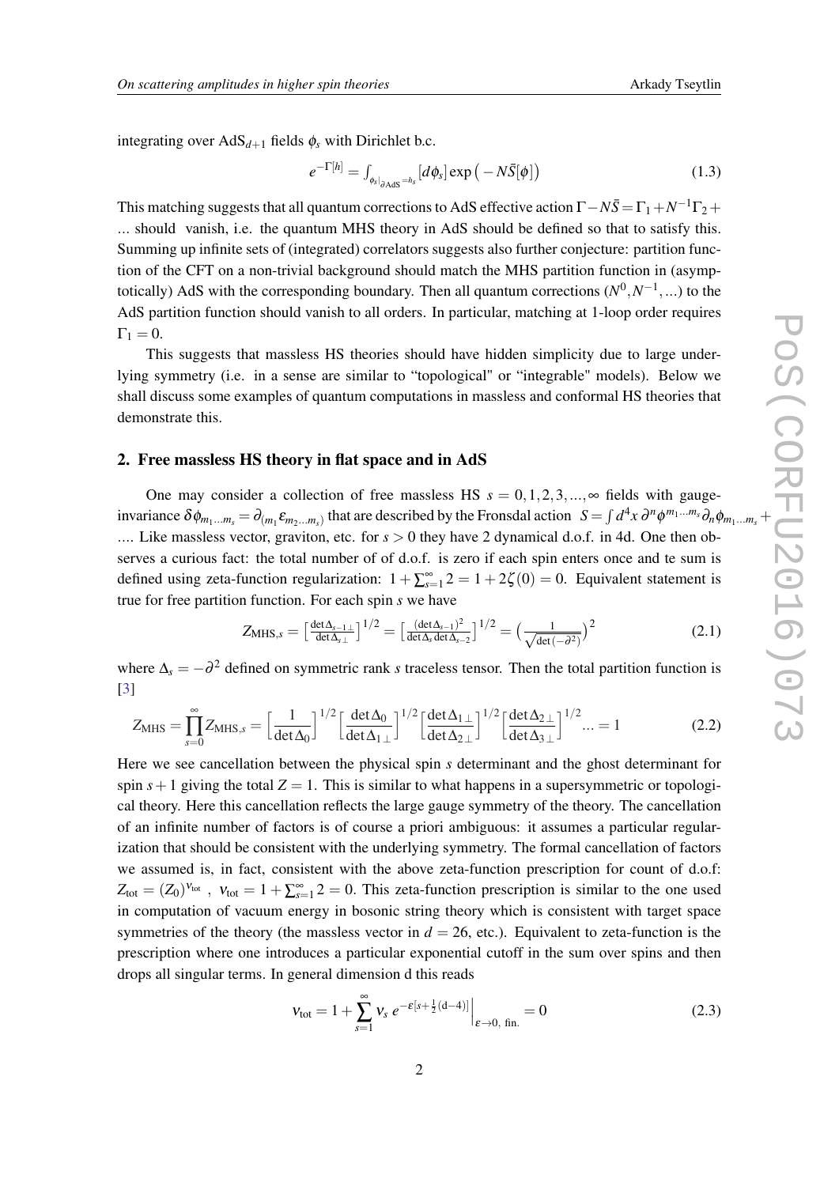integrating over $AdS_{d+1}$ fields $\phi_s$ with Dirichlet b.c.

$$e^{-\Gamma[h]} = \int_{\phi_s|_{\partial \mathrm{AdS}}=h_s} [d\phi_s] \exp\big(-N\bar{S}[\phi]\big) \tag{1.3}$$

This matching suggests that all quantum corrections to AdS effective action $\Gamma - N\bar{S} = \Gamma_1 + N^{-1}\Gamma_2 + \ldots$ should vanish, i.e. the quantum MHS theory in AdS should be defined so that to satisfy this. Summing up infinite sets of (integrated) correlators suggests also further conjecture: partition function of the CFT on a non-trivial background should match the MHS partition function in (asymptotically) AdS with the corresponding boundary. Then all quantum corrections ($N^0, N^{-1}, \ldots$) to the AdS partition function should vanish to all orders. In particular, matching at 1-loop order requires $\Gamma_1 = 0$.

This suggests that massless HS theories should have hidden simplicity due to large underlying symmetry (i.e. in a sense are similar to "topological" or "integrable" models). Below we shall discuss some examples of quantum computations in massless and conformal HS theories that demonstrate this.

## 2. Free massless HS theory in flat space and in AdS

One may consider a collection of free massless HS $s = 0, 1, 2, 3, \ldots, \infty$ fields with gauge-invariance $\delta\phi_{m_1\ldots m_s} = \partial_{(m_1}\varepsilon_{m_2\ldots m_s)}$ that are described by the Fronsdal action $S = \int d^4x\, \partial^n \phi^{m_1\ldots m_s} \partial_n \phi_{m_1\ldots m_s} + \ldots$. Like massless vector, graviton, etc. for $s > 0$ they have 2 dynamical d.o.f. in 4d. One then observes a curious fact: the total number of of d.o.f. is zero if each spin enters once and te sum is defined using zeta-function regularization: $1 + \sum_{s=1}^{\infty} 2 = 1 + 2\zeta(0) = 0$. Equivalent statement is true for free partition function. For each spin $s$ we have

$$Z_{\mathrm{MHS},s} = \Big[\frac{\det \Delta_{s-1\perp}}{\det \Delta_{s\perp}}\Big]^{1/2} = \Big[\frac{(\det \Delta_{s-1})^2}{\det \Delta_s \det \Delta_{s-2}}\Big]^{1/2} = \Big(\frac{1}{\sqrt{\det(-\partial^2)}}\Big)^2 \tag{2.1}$$

where $\Delta_s = -\partial^2$ defined on symmetric rank $s$ traceless tensor. Then the total partition function is [3]

$$Z_{\mathrm{MHS}} = \prod_{s=0}^{\infty} Z_{\mathrm{MHS},s} = \Big[\frac{1}{\det \Delta_0}\Big]^{1/2}\Big[\frac{\det \Delta_0}{\det \Delta_{1\perp}}\Big]^{1/2}\Big[\frac{\det \Delta_{1\perp}}{\det \Delta_{2\perp}}\Big]^{1/2}\Big[\frac{\det \Delta_{2\perp}}{\det \Delta_{3\perp}}\Big]^{1/2} \ldots = 1 \tag{2.2}$$

Here we see cancellation between the physical spin $s$ determinant and the ghost determinant for spin $s+1$ giving the total $Z = 1$. This is similar to what happens in a supersymmetric or topological theory. Here this cancellation reflects the large gauge symmetry of the theory. The cancellation of an infinite number of factors is of course a priori ambiguous: it assumes a particular regularization that should be consistent with the underlying symmetry. The formal cancellation of factors we assumed is, in fact, consistent with the above zeta-function prescription for count of d.o.f: $Z_{\rm tot} = (Z_0)^{\nu_{\rm tot}}$, $\nu_{\rm tot} = 1 + \sum_{s=1}^{\infty} 2 = 0$. This zeta-function prescription is similar to the one used in computation of vacuum energy in bosonic string theory which is consistent with target space symmetries of the theory (the massless vector in $d = 26$, etc.). Equivalent to zeta-function is the prescription where one introduces a particular exponential cutoff in the sum over spins and then drops all singular terms. In general dimension d this reads

$$\nu_{\rm tot} = 1 + \sum_{s=1}^{\infty} \nu_s\, e^{-\varepsilon[s+\frac{1}{2}(\mathrm{d}-4)]}\Big|_{\varepsilon\to 0,\ \mathrm{fin.}} = 0 \tag{2.3}$$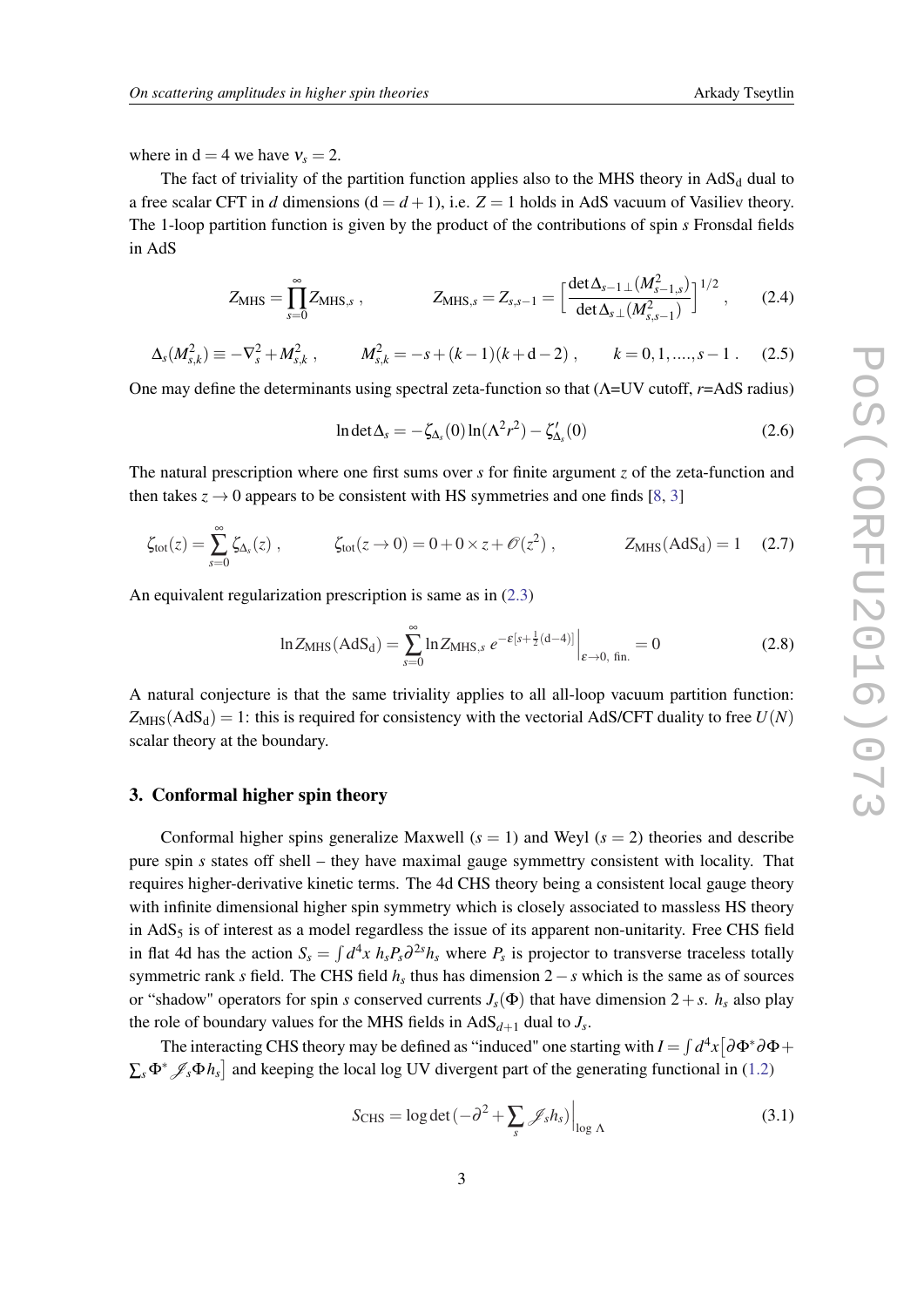where in $\mathrm{d} = 4$ we have $\nu_s = 2$.

The fact of triviality of the partition function applies also to the MHS theory in $\mathrm{AdS}_\mathrm{d}$ dual to a free scalar CFT in $d$ dimensions ($\mathrm{d} = d+1$), i.e. $Z = 1$ holds in AdS vacuum of Vasiliev theory. The 1-loop partition function is given by the product of the contributions of spin $s$ Fronsdal fields in AdS

$$Z_{\rm MHS} = \prod_{s=0}^{\infty} Z_{{\rm MHS},s} \ , \qquad\qquad Z_{{\rm MHS},s} = Z_{s,s-1} = \Big[\frac{\det \Delta_{s-1\,\perp}(M^2_{s-1,s})}{\det \Delta_{s\,\perp}(M^2_{s,s-1})}\Big]^{1/2} \ , \tag{2.4}$$

$$\Delta_s(M^2_{s,k}) \equiv -\nabla^2_s + M^2_{s,k} \ , \qquad M^2_{s,k} = -s + (k-1)(k + \mathrm{d} - 2) \ , \qquad k = 0, 1, ...., s-1 \ . \tag{2.5}$$

One may define the determinants using spectral zeta-function so that ($\Lambda$=UV cutoff, $r$=AdS radius)

$$\ln \det \Delta_s = -\zeta_{\Delta_s}(0) \ln(\Lambda^2 r^2) - \zeta'_{\Delta_s}(0) \tag{2.6}$$

The natural prescription where one first sums over $s$ for finite argument $z$ of the zeta-function and then takes $z \to 0$ appears to be consistent with HS symmetries and one finds [8, 3]

$$\zeta_{\rm tot}(z) = \sum_{s=0}^{\infty} \zeta_{\Delta_s}(z) \ , \qquad \zeta_{\rm tot}(z \to 0) = 0 + 0 \times z + \mathcal{O}(z^2) \ , \qquad Z_{\rm MHS}(\mathrm{AdS_d}) = 1 \tag{2.7}$$

An equivalent regularization prescription is same as in (2.3)

$$\ln Z_{\rm MHS}(\mathrm{AdS_d}) = \sum_{s=0}^{\infty} \ln Z_{{\rm MHS},s} \ e^{-\varepsilon[s + \frac{1}{2}(\mathrm{d}-4)]}\Big|_{\varepsilon \to 0, \ {\rm fin.}} = 0 \tag{2.8}$$

A natural conjecture is that the same triviality applies to all all-loop vacuum partition function: $Z_{\rm MHS}(\mathrm{AdS_d}) = 1$: this is required for consistency with the vectorial AdS/CFT duality to free $U(N)$ scalar theory at the boundary.

## 3. Conformal higher spin theory

Conformal higher spins generalize Maxwell ($s = 1$) and Weyl ($s = 2$) theories and describe pure spin $s$ states off shell – they have maximal gauge symmettry consistent with locality. That requires higher-derivative kinetic terms. The 4d CHS theory being a consistent local gauge theory with infinite dimensional higher spin symmetry which is closely associated to massless HS theory in $\mathrm{AdS}_5$ is of interest as a model regardless the issue of its apparent non-unitarity. Free CHS field in flat 4d has the action $S_s = \int d^4x \ h_s P_s \partial^{2s} h_s$ where $P_s$ is projector to transverse traceless totally symmetric rank $s$ field. The CHS field $h_s$ thus has dimension $2-s$ which is the same as of sources or "shadow" operators for spin $s$ conserved currents $J_s(\Phi)$ that have dimension $2+s$. $h_s$ also play the role of boundary values for the MHS fields in $\mathrm{AdS}_{d+1}$ dual to $J_s$.

The interacting CHS theory may be defined as "induced" one starting with $I = \int d^4x \big[\partial\Phi^* \partial\Phi + \sum_s \Phi^* \mathscr{J}_s \Phi h_s\big]$ and keeping the local log UV divergent part of the generating functional in (1.2)

$$S_{\rm CHS} = \log\det(-\partial^2 + \sum_s \mathscr{J}_s h_s)\Big|_{\log \Lambda} \tag{3.1}$$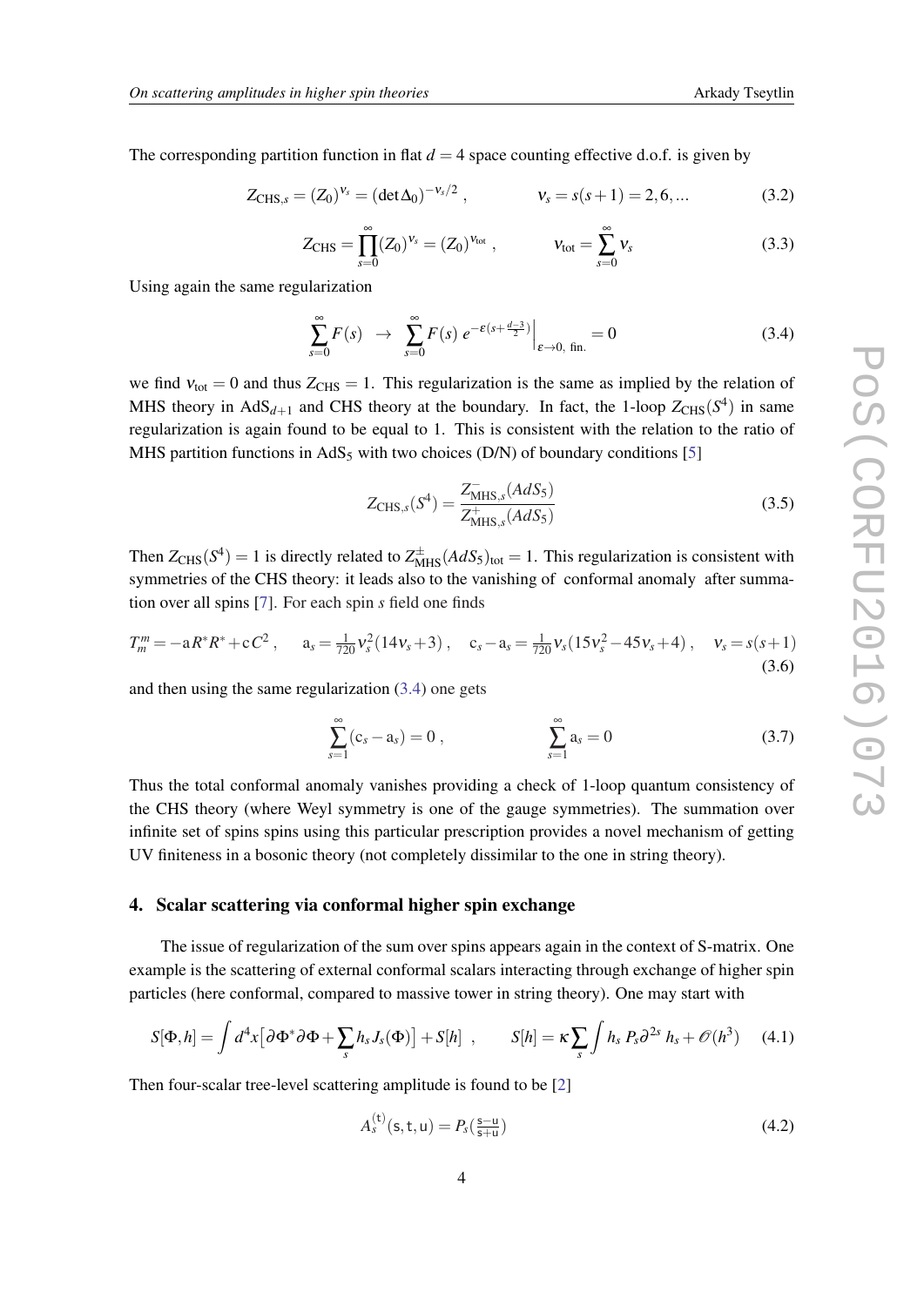The corresponding partition function in flat $d=4$ space counting effective d.o.f. is given by

$$Z_{\rm CHS,s} = (Z_0)^{\nu_s} = (\det \Delta_0)^{-\nu_s/2} \ , \qquad\qquad \nu_s = s(s+1) = 2, 6, ... \tag{3.2}$$

$$Z_{\rm CHS} = \prod_{s=0}^{\infty} (Z_0)^{\nu_s} = (Z_0)^{\nu_{\rm tot}} \ , \qquad\qquad \nu_{\rm tot} = \sum_{s=0}^{\infty} \nu_s \tag{3.3}$$

Using again the same regularization

$$\sum_{s=0}^{\infty} F(s) \ \ \to \ \ \sum_{s=0}^{\infty} F(s) \, e^{-\varepsilon (s + \frac{d-3}{2})} \Big|_{\varepsilon \to 0, \ {\rm fin.}} = 0 \tag{3.4}$$

we find $\nu_{\rm tot} = 0$ and thus $Z_{\rm CHS} = 1$. This regularization is the same as implied by the relation of MHS theory in AdS$_{d+1}$ and CHS theory at the boundary. In fact, the 1-loop $Z_{\rm CHS}(S^4)$ in same regularization is again found to be equal to 1. This is consistent with the relation to the ratio of MHS partition functions in AdS$_5$ with two choices (D/N) of boundary conditions [5]

$$Z_{\rm CHS,s}(S^4) = \frac{Z^-_{\rm MHS,s}(AdS_5)}{Z^+_{\rm MHS,s}(AdS_5)} \tag{3.5}$$

Then $Z_{\rm CHS}(S^4) = 1$ is directly related to $Z^{\pm}_{\rm MHS}(AdS_5)_{\rm tot} = 1$. This regularization is consistent with symmetries of the CHS theory: it leads also to the vanishing of conformal anomaly after summation over all spins [7]. For each spin $s$ field one finds

$$T^m_m = -{\rm a} R^* R^* + {\rm c}\, C^2 \ , \qquad {\rm a}_s = \tfrac{1}{720} \nu_s^2 (14\nu_s + 3) \ , \quad {\rm c}_s - {\rm a}_s = \tfrac{1}{720} \nu_s (15\nu_s^2 - 45\nu_s + 4) \ , \quad \nu_s = s(s+1) \tag{3.6}$$

and then using the same regularization (3.4) one gets

$$\sum_{s=1}^{\infty} ({\rm c}_s - {\rm a}_s) = 0 \ , \qquad\qquad \sum_{s=1}^{\infty} {\rm a}_s = 0 \tag{3.7}$$

Thus the total conformal anomaly vanishes providing a check of 1-loop quantum consistency of the CHS theory (where Weyl symmetry is one of the gauge symmetries). The summation over infinite set of spins spins using this particular prescription provides a novel mechanism of getting UV finiteness in a bosonic theory (not completely dissimilar to the one in string theory).

## 4. Scalar scattering via conformal higher spin exchange

The issue of regularization of the sum over spins appears again in the context of S-matrix. One example is the scattering of external conformal scalars interacting through exchange of higher spin particles (here conformal, compared to massive tower in string theory). One may start with

$$S[\Phi, h] = \int d^4 x \big[ \partial \Phi^* \partial \Phi + \sum_s h_s J_s(\Phi) \big] + S[h] \ \ , \qquad S[h] = \kappa \sum_s \int h_s \, P_s \partial^{2s} \, h_s + \mathcal{O}(h^3) \tag{4.1}$$

Then four-scalar tree-level scattering amplitude is found to be [2]

$$A^{(\rm t)}_s ({\rm s}, {\rm t}, {\rm u}) = P_s \big( \tfrac{\rm s - u}{\rm s + u} \big) \tag{4.2}$$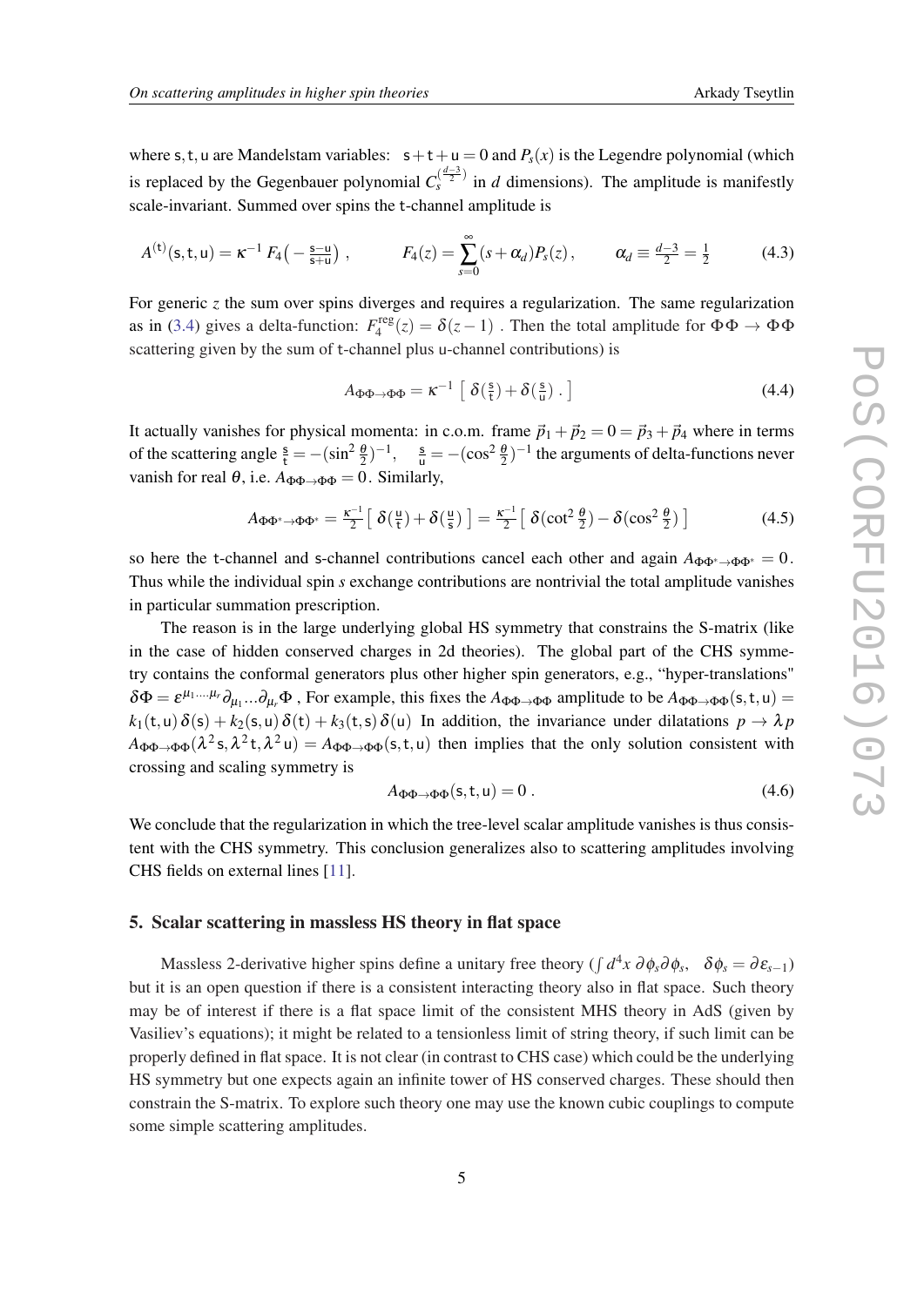where $\mathsf{s},\mathsf{t},\mathsf{u}$ are Mandelstam variables: $\mathsf{s}+\mathsf{t}+\mathsf{u}=0$ and $P_s(x)$ is the Legendre polynomial (which is replaced by the Gegenbauer polynomial $C_s^{(\frac{d-3}{2})}$ in $d$ dimensions). The amplitude is manifestly scale-invariant. Summed over spins the $\mathsf{t}$-channel amplitude is

$$A^{(\mathsf{t})}(\mathsf{s},\mathsf{t},\mathsf{u}) = \kappa^{-1}\, F_4\big(-\tfrac{\mathsf{s}-\mathsf{u}}{\mathsf{s}+\mathsf{u}}\big)\ , \qquad F_4(z) = \sum_{s=0}^{\infty}(s+\alpha_d)P_s(z)\,, \qquad \alpha_d \equiv \tfrac{d-3}{2} = \tfrac{1}{2} \tag{4.3}$$

For generic $z$ the sum over spins diverges and requires a regularization. The same regularization as in (3.4) gives a delta-function: $F_4^{\rm reg}(z) = \delta(z-1)$ . Then the total amplitude for $\Phi\Phi \to \Phi\Phi$ scattering given by the sum of $\mathsf{t}$-channel plus $\mathsf{u}$-channel contributions) is

$$A_{\Phi\Phi\to\Phi\Phi} = \kappa^{-1}\,\big[\ \delta(\tfrac{\mathsf{s}}{\mathsf{t}}) + \delta(\tfrac{\mathsf{s}}{\mathsf{u}})\ .\big] \tag{4.4}$$

It actually vanishes for physical momenta: in c.o.m. frame $\vec p_1+\vec p_2 = 0 = \vec p_3+\vec p_4$ where in terms of the scattering angle $\frac{\mathsf{s}}{\mathsf{t}} = -(\sin^2\frac{\theta}{2})^{-1}$, $\frac{\mathsf{s}}{\mathsf{u}} = -(\cos^2\frac{\theta}{2})^{-1}$ the arguments of delta-functions never vanish for real $\theta$, i.e. $A_{\Phi\Phi\to\Phi\Phi}=0$. Similarly,

$$A_{\Phi\Phi^*\to\Phi\Phi^*} = \tfrac{\kappa^{-1}}{2}\big[\ \delta(\tfrac{\mathsf{u}}{\mathsf{t}}) + \delta(\tfrac{\mathsf{u}}{\mathsf{s}})\ \big] = \tfrac{\kappa^{-1}}{2}\big[\ \delta(\cot^2\tfrac{\theta}{2}) - \delta(\cos^2\tfrac{\theta}{2})\ \big] \tag{4.5}$$

so here the $\mathsf{t}$-channel and $\mathsf{s}$-channel contributions cancel each other and again $A_{\Phi\Phi^*\to\Phi\Phi^*}=0$. Thus while the individual spin $s$ exchange contributions are nontrivial the total amplitude vanishes in particular summation prescription.

The reason is in the large underlying global HS symmetry that constrains the S-matrix (like in the case of hidden conserved charges in 2d theories). The global part of the CHS symmetry contains the conformal generators plus other higher spin generators, e.g., "hyper-translations" $\delta\Phi = \varepsilon^{\mu_1\ldots\mu_r}\partial_{\mu_1}\ldots\partial_{\mu_r}\Phi$ , For example, this fixes the $A_{\Phi\Phi\to\Phi\Phi}$ amplitude to be $A_{\Phi\Phi\to\Phi\Phi}(\mathsf{s},\mathsf{t},\mathsf{u}) = k_1(\mathsf{t},\mathsf{u})\,\delta(\mathsf{s}) + k_2(\mathsf{s},\mathsf{u})\,\delta(\mathsf{t}) + k_3(\mathsf{t},\mathsf{s})\,\delta(\mathsf{u})$ In addition, the invariance under dilatations $p\to\lambda p$ $A_{\Phi\Phi\to\Phi\Phi}(\lambda^2\mathsf{s},\lambda^2\mathsf{t},\lambda^2\mathsf{u}) = A_{\Phi\Phi\to\Phi\Phi}(\mathsf{s},\mathsf{t},\mathsf{u})$ then implies that the only solution consistent with crossing and scaling symmetry is

$$A_{\Phi\Phi\to\Phi\Phi}(\mathsf{s},\mathsf{t},\mathsf{u}) = 0\ . \tag{4.6}$$

We conclude that the regularization in which the tree-level scalar amplitude vanishes is thus consistent with the CHS symmetry. This conclusion generalizes also to scattering amplitudes involving CHS fields on external lines [11].

## 5. Scalar scattering in massless HS theory in flat space

Massless 2-derivative higher spins define a unitary free theory ($\int d^4x\ \partial\phi_s\partial\phi_s$, $\ \delta\phi_s = \partial\varepsilon_{s-1}$) but it is an open question if there is a consistent interacting theory also in flat space. Such theory may be of interest if there is a flat space limit of the consistent MHS theory in AdS (given by Vasiliev's equations); it might be related to a tensionless limit of string theory, if such limit can be properly defined in flat space. It is not clear (in contrast to CHS case) which could be the underlying HS symmetry but one expects again an infinite tower of HS conserved charges. These should then constrain the S-matrix. To explore such theory one may use the known cubic couplings to compute some simple scattering amplitudes.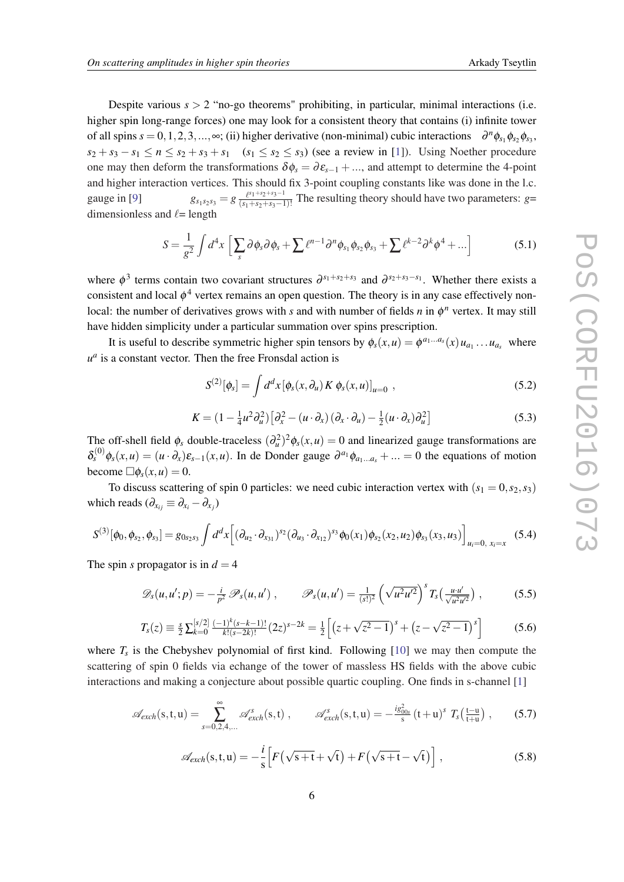Despite various $s>2$ "no-go theorems" prohibiting, in particular, minimal interactions (i.e. higher spin long-range forces) one may look for a consistent theory that contains (i) infinite tower of all spins $s=0,1,2,3,...,\infty$; (ii) higher derivative (non-minimal) cubic interactions $\partial^n \phi_{s_1}\phi_{s_2}\phi_{s_3}$, $s_2+s_3-s_1 \leq n \leq s_2+s_3+s_1$ $(s_1 \leq s_2 \leq s_3)$ (see a review in [1]). Using Noether procedure one may then deform the transformations $\delta\phi_s = \partial\varepsilon_{s-1}+...$, and attempt to determine the 4-point and higher interaction vertices. This should fix 3-point coupling constants like was done in the l.c. gauge in [9] $g_{s_1s_2s_3} = g\,\frac{\ell^{s_1+s_2+s_3-1}}{(s_1+s_2+s_3-1)!}$ The resulting theory should have two parameters: $g$= dimensionless and $\ell$= length

$$
S = \frac{1}{g^2}\int d^4x\,\Big[\sum_s \partial\phi_s\partial\phi_s + \sum \ell^{n-1}\partial^n\phi_{s_1}\phi_{s_2}\phi_{s_3} + \sum \ell^{k-2}\partial^k\phi^4 + ...\Big] \tag{5.1}
$$

where $\phi^3$ terms contain two covariant structures $\partial^{s_1+s_2+s_3}$ and $\partial^{s_2+s_3-s_1}$. Whether there exists a consistent and local $\phi^4$ vertex remains an open question. The theory is in any case effectively non-local: the number of derivatives grows with $s$ and with number of fields $n$ in $\phi^n$ vertex. It may still have hidden simplicity under a particular summation over spins prescription.

It is useful to describe symmetric higher spin tensors by $\phi_s(x,u) = \phi^{a_1...a_s}(x)\,u_{a_1}\dots u_{a_s}$ where $u^a$ is a constant vector. Then the free Fronsdal action is

$$
S^{(2)}[\phi_s] = \int d^dx\,[\phi_s(x,\partial_u)\,K\,\phi_s(x,u)]_{u=0}\ , \tag{5.2}
$$

$$
K = (1-\tfrac{1}{4}u^2\partial_u^2)\big[\partial_x^2 - (u\cdot\partial_x)\,(\partial_x\cdot\partial_u) - \tfrac{1}{2}(u\cdot\partial_x)\partial_u^2\big] \tag{5.3}
$$

The off-shell field $\phi_s$ double-traceless $(\partial_u^2)^2\phi_s(x,u)=0$ and linearized gauge transformations are $\delta_s^{(0)}\phi_s(x,u) = (u\cdot\partial_x)\varepsilon_{s-1}(x,u)$. In de Donder gauge $\partial^{a_1}\phi_{a_1...a_s}+...=0$ the equations of motion become $\Box\phi_s(x,u)=0$.

To discuss scattering of spin 0 particles: we need cubic interaction vertex with $(s_1=0,s_2,s_3)$ which reads $(\partial_{x_{ij}} \equiv \partial_{x_i}-\partial_{x_j})$

$$
S^{(3)}[\phi_0,\phi_{s_2},\phi_{s_3}] = g_{0s_2s_3}\int d^dx\Big[(\partial_{u_2}\cdot\partial_{x_{31}})^{s_2}(\partial_{u_3}\cdot\partial_{x_{12}})^{s_3}\phi_0(x_1)\phi_{s_2}(x_2,u_2)\phi_{s_3}(x_3,u_3)\Big]_{u_i=0,\ x_i=x} \tag{5.4}
$$

The spin $s$ propagator is in $d=4$

$$
\mathscr{D}_s(u,u';p) = -\frac{i}{p^2}\,\mathscr{P}_s(u,u')\ , \qquad \mathscr{P}_s(u,u') = \frac{1}{(s!)^2}\Big(\sqrt{u^2u'^2}\Big)^s\,T_s\big(\tfrac{u\cdot u'}{\sqrt{u^2u'^2}}\big)\ , \tag{5.5}
$$

$$
T_s(z) \equiv \frac{s}{2}\sum_{k=0}^{[s/2]}\frac{(-1)^k(s-k-1)!}{k!(s-2k)!}(2z)^{s-2k} = \frac{1}{2}\Big[\big(z+\sqrt{z^2-1}\big)^s + \big(z-\sqrt{z^2-1}\big)^s\Big] \tag{5.6}
$$

where $T_s$ is the Chebyshev polynomial of first kind. Following [10] we may then compute the scattering of spin 0 fields via echange of the tower of massless HS fields with the above cubic interactions and making a conjecture about possible quartic coupling. One finds in s-channel [1]

$$
\mathscr{A}_{exch}(\mathrm{s},\mathrm{t},\mathrm{u}) = \sum_{s=0,2,4,...}^{\infty}\mathscr{A}^s_{exch}(\mathrm{s},\mathrm{t})\ , \qquad \mathscr{A}^s_{exch}(\mathrm{s},\mathrm{t},\mathrm{u}) = -\frac{ig^2_{00s}}{\mathrm{s}}\,(\mathrm{t}+\mathrm{u})^s\ T_s\big(\tfrac{\mathrm{t}-\mathrm{u}}{\mathrm{t}+\mathrm{u}}\big)\ , \tag{5.7}
$$

$$
\mathscr{A}_{exch}(\mathrm{s},\mathrm{t},\mathrm{u}) = -\frac{i}{\mathrm{s}}\Big[F\big(\sqrt{\mathrm{s}+\mathrm{t}}+\sqrt{\mathrm{t}}\big) + F\big(\sqrt{\mathrm{s}+\mathrm{t}}-\sqrt{\mathrm{t}}\big)\Big]\ , \tag{5.8}
$$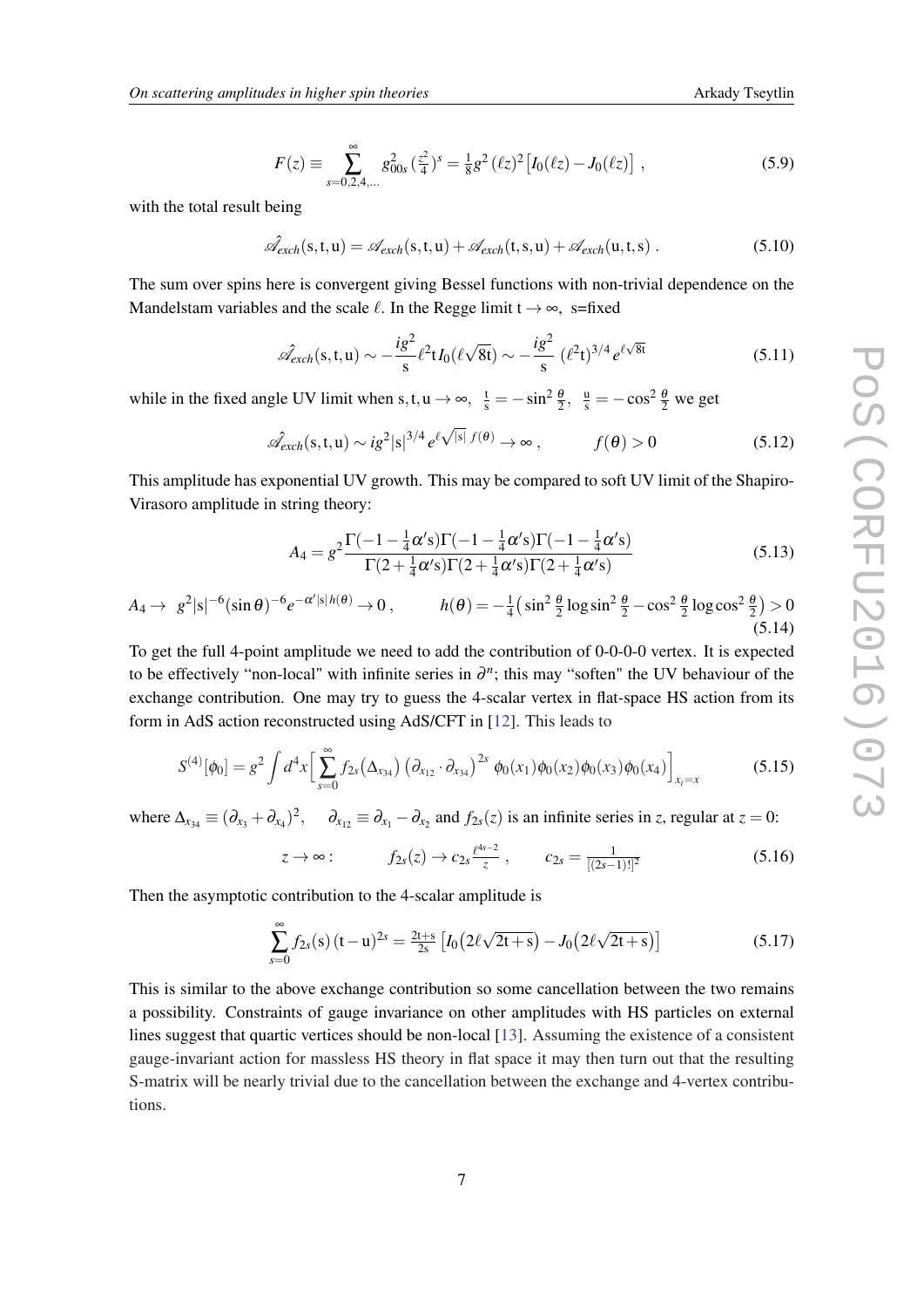$$F(z) \equiv \sum_{s=0,2,4,...}^{\infty} g_{00s}^2 \left(\tfrac{z^2}{4}\right)^s = \tfrac{1}{8} g^2 (\ell z)^2 \left[ I_0(\ell z) - J_0(\ell z) \right] \,, \tag{5.9}$$

with the total result being

$$\hat{\mathscr{A}}_{exch}(\mathrm{s},\mathrm{t},\mathrm{u}) = \mathscr{A}_{exch}(\mathrm{s},\mathrm{t},\mathrm{u}) + \mathscr{A}_{exch}(\mathrm{t},\mathrm{s},\mathrm{u}) + \mathscr{A}_{exch}(\mathrm{u},\mathrm{t},\mathrm{s}) \,. \tag{5.10}$$

The sum over spins here is convergent giving Bessel functions with non-trivial dependence on the Mandelstam variables and the scale $\ell$. In the Regge limit $\mathrm{t} \to \infty$, s=fixed

$$\hat{\mathscr{A}}_{exch}(\mathrm{s},\mathrm{t},\mathrm{u}) \sim -\frac{ig^2}{\mathrm{s}} \ell^2 \mathrm{t}\, I_0(\ell\sqrt{8\mathrm{t}}) \sim -\frac{ig^2}{\mathrm{s}} \, (\ell^2 \mathrm{t})^{3/4} e^{\ell\sqrt{8\mathrm{t}}} \tag{5.11}$$

while in the fixed angle UV limit when $\mathrm{s},\mathrm{t},\mathrm{u} \to \infty$, $\frac{\mathrm{t}}{\mathrm{s}} = -\sin^2\frac{\theta}{2}$, $\frac{\mathrm{u}}{\mathrm{s}} = -\cos^2\frac{\theta}{2}$ we get

$$\hat{\mathscr{A}}_{exch}(\mathrm{s},\mathrm{t},\mathrm{u}) \sim ig^2 |\mathrm{s}|^{3/4} e^{\ell\sqrt{|\mathrm{s}|}\, f(\theta)} \to \infty \,, \qquad f(\theta) > 0 \tag{5.12}$$

This amplitude has exponential UV growth. This may be compared to soft UV limit of the Shapiro-Virasoro amplitude in string theory:

$$A_4 = g^2 \frac{\Gamma(-1-\frac{1}{4}\alpha'\mathrm{s})\Gamma(-1-\frac{1}{4}\alpha'\mathrm{s})\Gamma(-1-\frac{1}{4}\alpha'\mathrm{s})}{\Gamma(2+\frac{1}{4}\alpha'\mathrm{s})\Gamma(2+\frac{1}{4}\alpha'\mathrm{s})\Gamma(2+\frac{1}{4}\alpha'\mathrm{s})} \tag{5.13}$$

$$A_4 \to \; g^2 |\mathrm{s}|^{-6} (\sin\theta)^{-6} e^{-\alpha'|\mathrm{s}|\, h(\theta)} \to 0 \,, \qquad h(\theta) = -\tfrac{1}{4}\big( \sin^2\tfrac{\theta}{2} \log\sin^2\tfrac{\theta}{2} - \cos^2\tfrac{\theta}{2} \log\cos^2\tfrac{\theta}{2} \big) > 0 \tag{5.14}$$

To get the full 4-point amplitude we need to add the contribution of 0-0-0-0 vertex. It is expected to be effectively "non-local" with infinite series in $\partial^n$; this may "soften" the UV behaviour of the exchange contribution. One may try to guess the 4-scalar vertex in flat-space HS action from its form in AdS action reconstructed using AdS/CFT in [12]. This leads to

$$S^{(4)}[\phi_0] = g^2 \int d^4x \Big[ \sum_{s=0}^{\infty} f_{2s}\big(\Delta_{x_{34}}\big) \big(\partial_{x_{12}} \cdot \partial_{x_{34}}\big)^{2s} \, \phi_0(x_1)\phi_0(x_2)\phi_0(x_3)\phi_0(x_4) \Big]_{x_i = x} \tag{5.15}$$

where $\Delta_{x_{34}} \equiv (\partial_{x_3} + \partial_{x_4})^2$, $\quad \partial_{x_{12}} \equiv \partial_{x_1} - \partial_{x_2}$ and $f_{2s}(z)$ is an infinite series in $z$, regular at $z = 0$:

$$z \to \infty : \qquad f_{2s}(z) \to c_{2s} \frac{\ell^{4s-2}}{z} \,, \qquad c_{2s} = \frac{1}{[(2s-1)!]^2} \tag{5.16}$$

Then the asymptotic contribution to the 4-scalar amplitude is

$$\sum_{s=0}^{\infty} f_{2s}(\mathrm{s})\, (\mathrm{t}-\mathrm{u})^{2s} = \frac{2\mathrm{t}+\mathrm{s}}{2\mathrm{s}} \left[ I_0\big(2\ell\sqrt{2\mathrm{t}+\mathrm{s}}\big) - J_0\big(2\ell\sqrt{2\mathrm{t}+\mathrm{s}}\big) \right] \tag{5.17}$$

This is similar to the above exchange contribution so some cancellation between the two remains a possibility. Constraints of gauge invariance on other amplitudes with HS particles on external lines suggest that quartic vertices should be non-local [13]. Assuming the existence of a consistent gauge-invariant action for massless HS theory in flat space it may then turn out that the resulting S-matrix will be nearly trivial due to the cancellation between the exchange and 4-vertex contributions.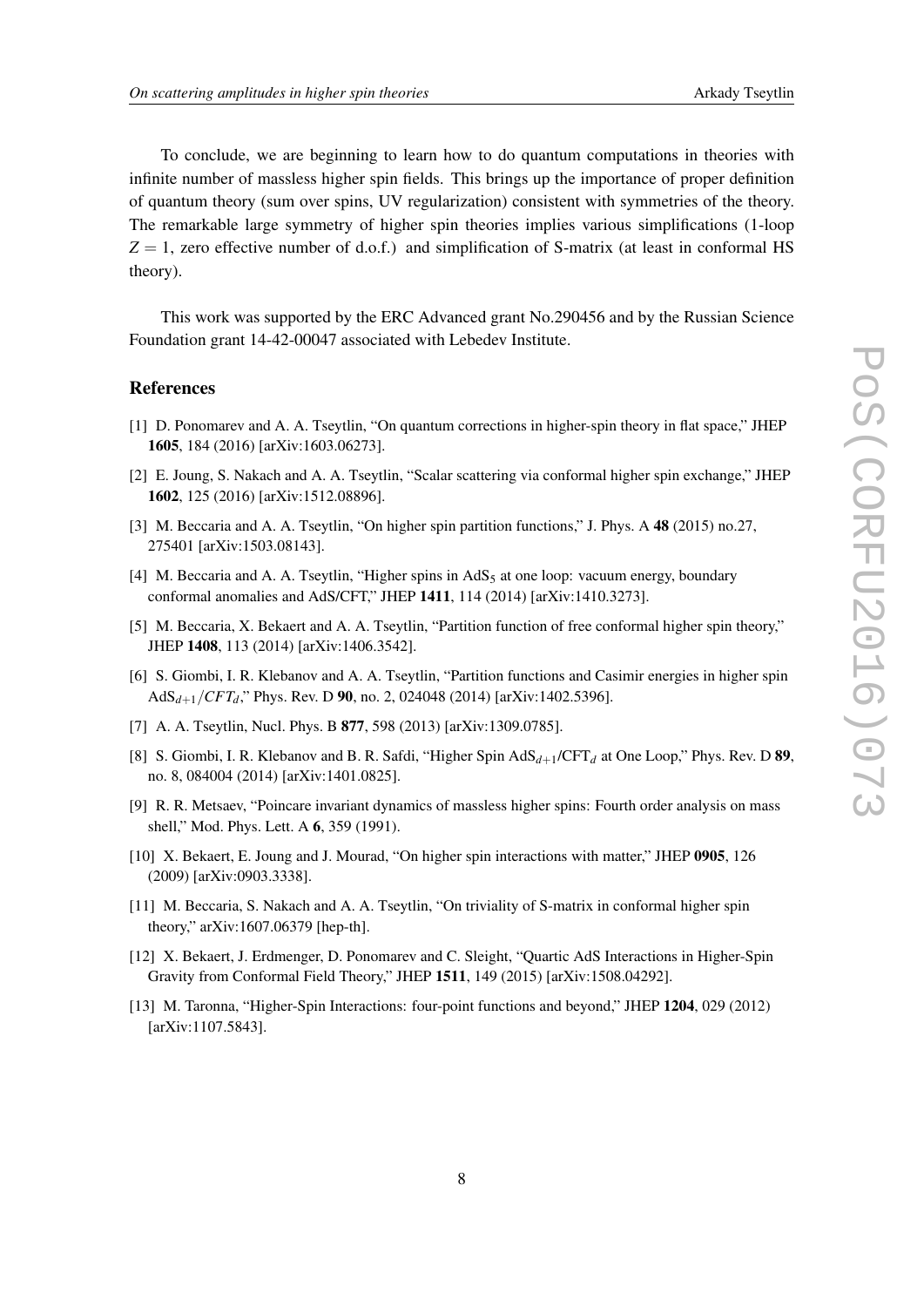To conclude, we are beginning to learn how to do quantum computations in theories with infinite number of massless higher spin fields. This brings up the importance of proper definition of quantum theory (sum over spins, UV regularization) consistent with symmetries of the theory. The remarkable large symmetry of higher spin theories implies various simplifications (1-loop $Z = 1$, zero effective number of d.o.f.) and simplification of S-matrix (at least in conformal HS theory).

This work was supported by the ERC Advanced grant No.290456 and by the Russian Science Foundation grant 14-42-00047 associated with Lebedev Institute.

## References

[1] D. Ponomarev and A. A. Tseytlin, "On quantum corrections in higher-spin theory in flat space," JHEP **1605**, 184 (2016) [arXiv:1603.06273].

[2] E. Joung, S. Nakach and A. A. Tseytlin, "Scalar scattering via conformal higher spin exchange," JHEP **1602**, 125 (2016) [arXiv:1512.08896].

[3] M. Beccaria and A. A. Tseytlin, "On higher spin partition functions," J. Phys. A **48** (2015) no.27, 275401 [arXiv:1503.08143].

[4] M. Beccaria and A. A. Tseytlin, "Higher spins in $\mathrm{AdS}_5$ at one loop: vacuum energy, boundary conformal anomalies and AdS/CFT," JHEP **1411**, 114 (2014) [arXiv:1410.3273].

[5] M. Beccaria, X. Bekaert and A. A. Tseytlin, "Partition function of free conformal higher spin theory," JHEP **1408**, 113 (2014) [arXiv:1406.3542].

[6] S. Giombi, I. R. Klebanov and A. A. Tseytlin, "Partition functions and Casimir energies in higher spin $\mathrm{AdS}_{d+1}/CFT_d$," Phys. Rev. D **90**, no. 2, 024048 (2014) [arXiv:1402.5396].

[7] A. A. Tseytlin, Nucl. Phys. B **877**, 598 (2013) [arXiv:1309.0785].

[8] S. Giombi, I. R. Klebanov and B. R. Safdi, "Higher Spin $\mathrm{AdS}_{d+1}/\mathrm{CFT}_d$ at One Loop," Phys. Rev. D **89**, no. 8, 084004 (2014) [arXiv:1401.0825].

[9] R. R. Metsaev, "Poincare invariant dynamics of massless higher spins: Fourth order analysis on mass shell," Mod. Phys. Lett. A **6**, 359 (1991).

[10] X. Bekaert, E. Joung and J. Mourad, "On higher spin interactions with matter," JHEP **0905**, 126 (2009) [arXiv:0903.3338].

[11] M. Beccaria, S. Nakach and A. A. Tseytlin, "On triviality of S-matrix in conformal higher spin theory," arXiv:1607.06379 [hep-th].

[12] X. Bekaert, J. Erdmenger, D. Ponomarev and C. Sleight, "Quartic AdS Interactions in Higher-Spin Gravity from Conformal Field Theory," JHEP **1511**, 149 (2015) [arXiv:1508.04292].

[13] M. Taronna, "Higher-Spin Interactions: four-point functions and beyond," JHEP **1204**, 029 (2012) [arXiv:1107.5843].